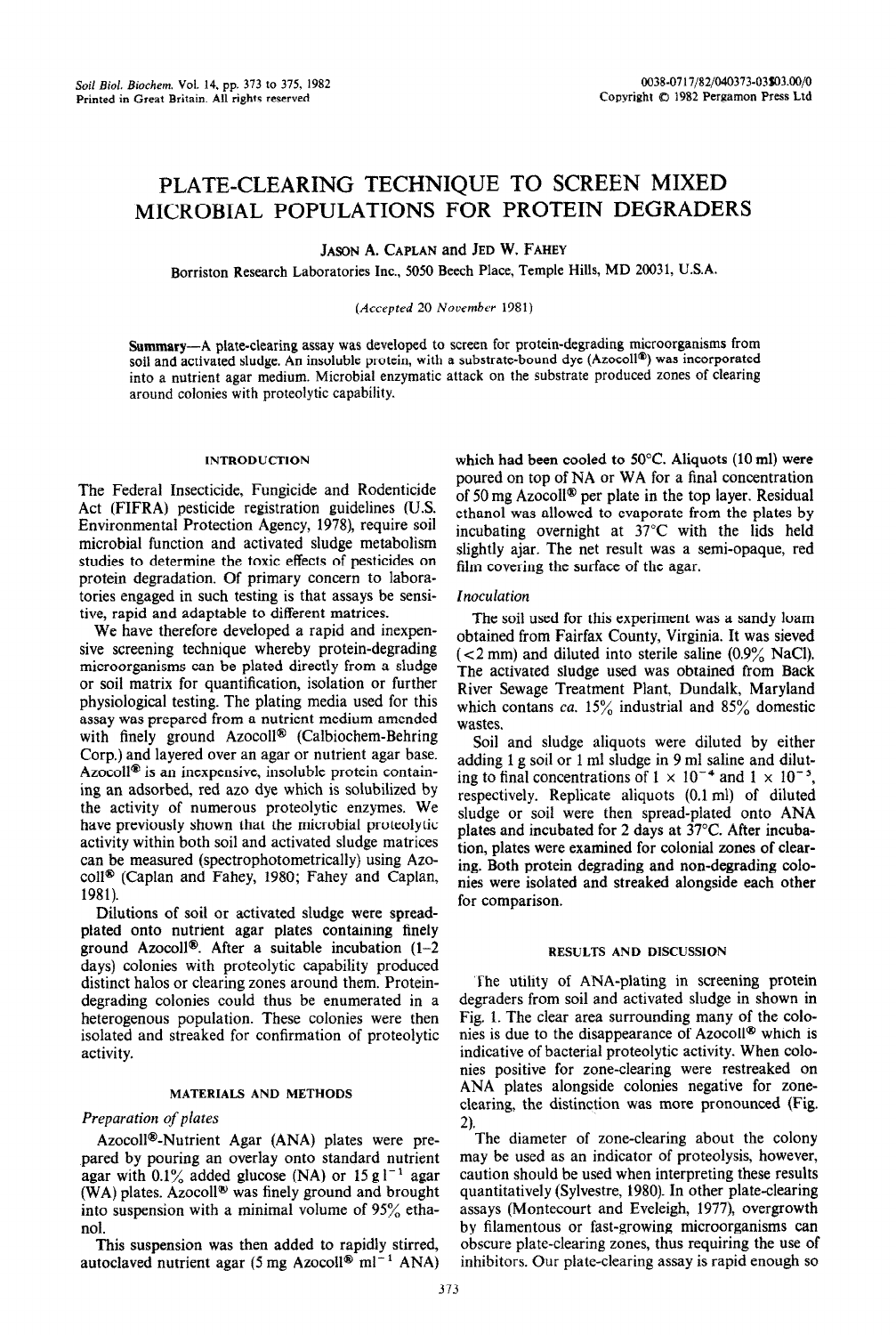# PLATE-CLEARING TECHNIQUE TO SCREEN MIXED MICROBIAL POPULATIONS FOR PROTEIN DEGRADERS

JASON A. CAPLAN and JED W. FAHEY

Borriston Research Laboratories Inc., 5050 Beech Place, Temple Hills, MD 20031, U.S.A.

*(Accepted 20 November 1981)*

**Summary**—A plate-clearing assay was developed to screen for protein-degrading microorganisms from soil and activated sludge. An insoluble protein, with a substrate-bound dye (Azocoll®) was incorporated into a nutrient agar medium. Microbial enzymatic attack on the substrate produced zones of clearing around colonies with proteolytic capability.

## INTRODUCTION

The Federal Insecticide, Fungicide and Rodenticide Act (FIFRA) pesticide registration guidelines (U.S. Environmental Protection Agency, 1978), require soil microbial function and activated sludge metabolism studies to determine the toxic effects of pesticides on protein degradation. Of primary concern to laboratories engaged in such testing is that assays be sensitive, rapid and adaptable to different matrices.

We have therefore developed a rapid and inexpensive screening technique whereby protein-degrading microorganisms can be plated directly from a sludge or soil matrix for quantification, isolation or further physiological testing. The plating media used for this assay was prepared from a nutrient medium amended with finely ground Azocoll® (Calbiochem-Behring Corp.) and layered over an agar or nutrient agar base. Azocoll® is an inexpensive, insoluble protein containing an adsorbed, red azo dye which is solubilized by the activity of numerous proteolytic enzymes. We have previously shown that the microbial proteolytic activity within both soil and activated sludge matrices can be measured (spectrophotometrically) using Azocoll® (Caplan and Fahey, 1980; Fahey and Caplan, 1981).

Dilutions of soil or activated sludge were spread-plated onto nutrient agar plates containing finely ground Azocoll®. After a suitable incubation (1–2 days) colonies with proteolytic capability produced distinct halos or clearing zones around them. Protein-degrading colonies could thus be enumerated in a heterogenous population. These colonies were then isolated and streaked for confirmation of proteolytic activity.

## MATERIALS AND METHODS

### *Preparation of plates*

Azocoll®-Nutrient Agar (ANA) plates were prepared by pouring an overlay onto standard nutrient agar with 0.1% added glucose (NA) or 15 g l$^{-1}$ agar (WA) plates. Azocoll® was finely ground and brought into suspension with a minimal volume of 95% ethanol.

This suspension was then added to rapidly stirred, autoclaved nutrient agar (5 mg Azocoll® ml$^{-1}$ ANA) which had been cooled to 50°C. Aliquots (10 ml) were poured on top of NA or WA for a final concentration of 50 mg Azocoll® per plate in the top layer. Residual ethanol was allowed to evaporate from the plates by incubating overnight at 37°C with the lids held slightly ajar. The net result was a semi-opaque, red film covering the surface of the agar.

### *Inoculation*

The soil used for this experiment was a sandy loam obtained from Fairfax County, Virginia. It was sieved (<2 mm) and diluted into sterile saline (0.9% NaCl). The activated sludge used was obtained from Back River Sewage Treatment Plant, Dundalk, Maryland which contans *ca.* 15% industrial and 85% domestic wastes.

Soil and sludge aliquots were diluted by either adding 1 g soil or 1 ml sludge in 9 ml saline and diluting to final concentrations of $1 \times 10^{-4}$ and $1 \times 10^{-5}$, respectively. Replicate aliquots (0.1 ml) of diluted sludge or soil were then spread-plated onto ANA plates and incubated for 2 days at 37°C. After incubation, plates were examined for colonial zones of clearing. Both protein degrading and non-degrading colonies were isolated and streaked alongside each other for comparison.

## RESULTS AND DISCUSSION

The utility of ANA-plating in screening protein degraders from soil and activated sludge in shown in Fig. 1. The clear area surrounding many of the colonies is due to the disappearance of Azocoll® which is indicative of bacterial proteolytic activity. When colonies positive for zone-clearing were restreaked on ANA plates alongside colonies negative for zone-clearing, the distinction was more pronounced (Fig. 2).

The diameter of zone-clearing about the colony may be used as an indicator of proteolysis, however, caution should be used when interpreting these results quantitatively (Sylvestre, 1980). In other plate-clearing assays (Montecourt and Eveleigh, 1977), overgrowth by filamentous or fast-growing microorganisms can obscure plate-clearing zones, thus requiring the use of inhibitors. Our plate-clearing assay is rapid enough so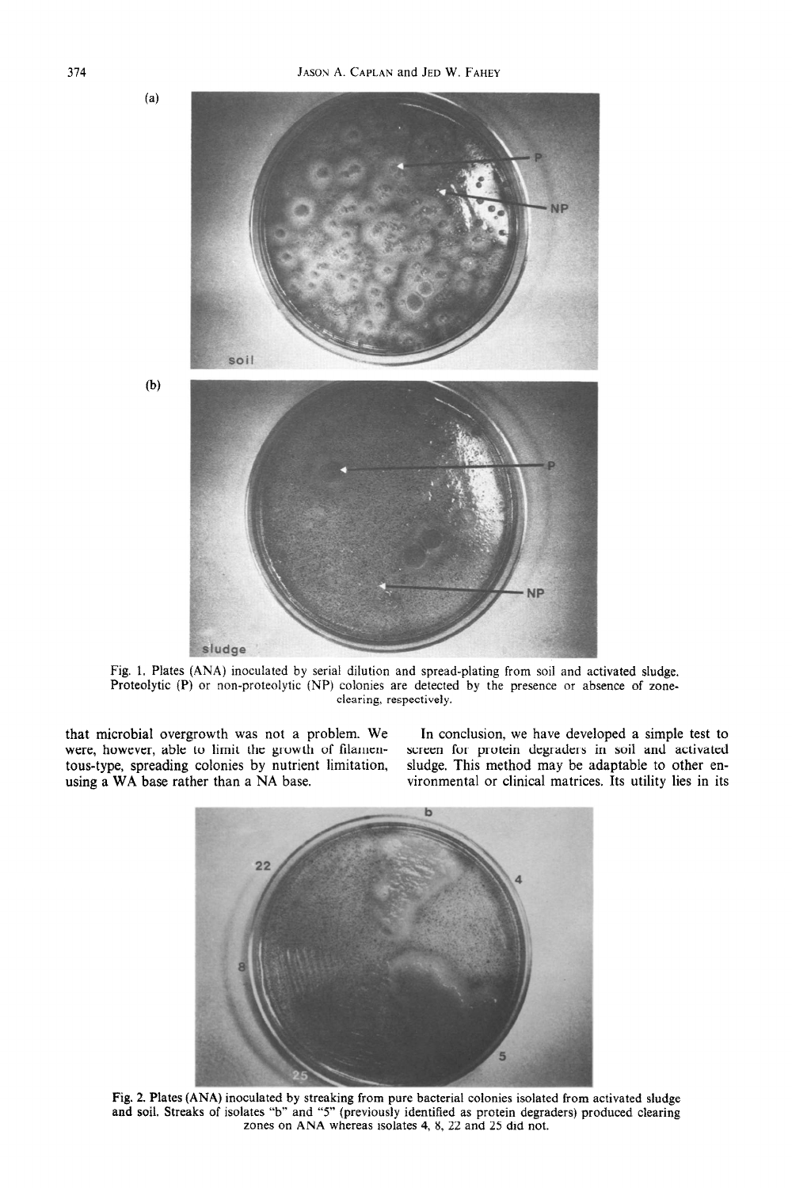Fig. 1. Plates (ANA) inoculated by serial dilution and spread-plating from soil and activated sludge. Proteolytic (P) or non-proteolytic (NP) colonies are detected by the presence or absence of zone-clearing, respectively.

that microbial overgrowth was not a problem. We were, however, able to limit the growth of filamentous-type, spreading colonies by nutrient limitation, using a WA base rather than a NA base.

In conclusion, we have developed a simple test to screen for protein degraders in soil and activated sludge. This method may be adaptable to other environmental or clinical matrices. Its utility lies in its

Fig. 2. Plates (ANA) inoculated by streaking from pure bacterial colonies isolated from activated sludge and soil. Streaks of isolates "b" and "5" (previously identified as protein degraders) produced clearing zones on ANA whereas isolates 4, 8, 22 and 25 did not.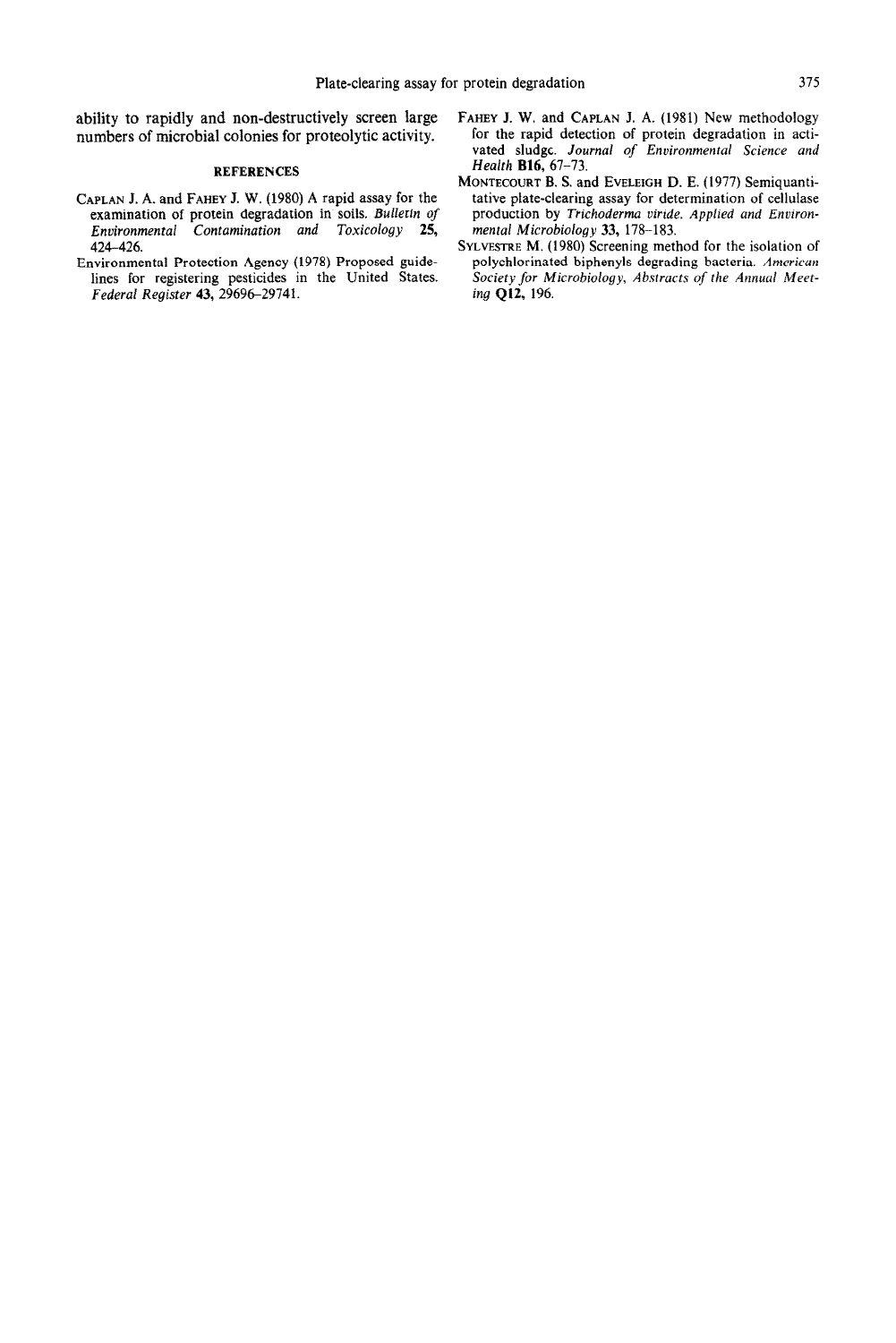ability to rapidly and non-destructively screen large numbers of microbial colonies for proteolytic activity.

## REFERENCES

CAPLAN J. A. and FAHEY J. W. (1980) A rapid assay for the examination of protein degradation in soils. *Bulletin of Environmental Contamination and Toxicology* **25,** 424–426.

Environmental Protection Agency (1978) Proposed guidelines for registering pesticides in the United States. *Federal Register* **43,** 29696–29741.

FAHEY J. W. and CAPLAN J. A. (1981) New methodology for the rapid detection of protein degradation in activated sludge. *Journal of Environmental Science and Health* **B16,** 67–73.

MONTECOURT B. S. and EVELEIGH D. E. (1977) Semiquantitative plate-clearing assay for determination of cellulase production by *Trichoderma viride. Applied and Environmental Microbiology* **33,** 178–183.

SYLVESTRE M. (1980) Screening method for the isolation of polychlorinated biphenyls degrading bacteria. *American Society for Microbiology, Abstracts of the Annual Meeting* **Q12,** 196.